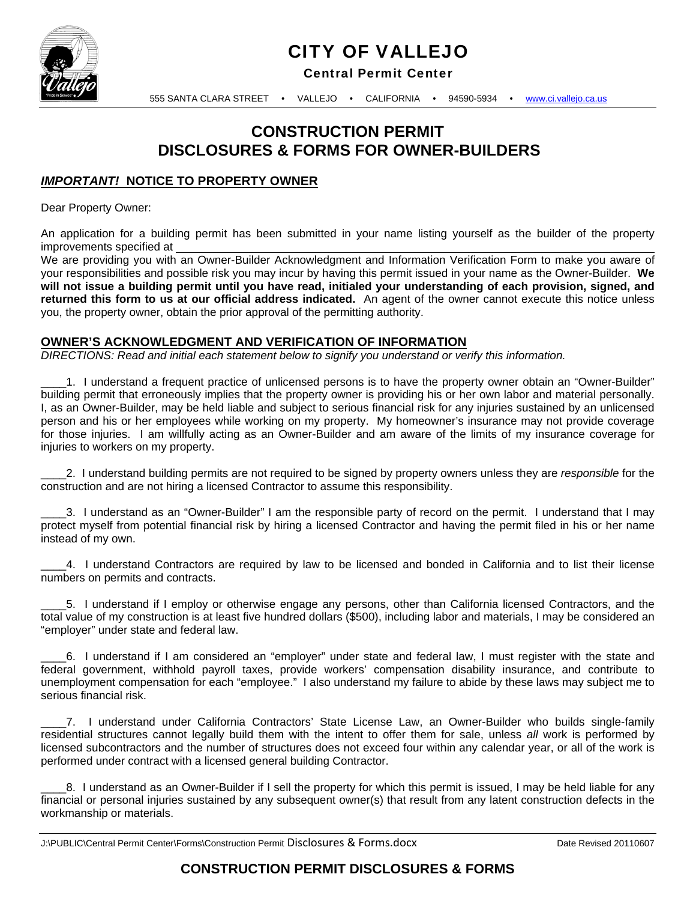# CITY OF VALLEJO

**Central Permit Center**

555 SANTA CLARA STREET • VALLEJO • CALIFORNIA • 94590-5934 • www.ci.vallejo.ca.us

# CONSTRUCTION PERMIT DISCLOSURES & FORMS FOR OWNER-BUILDERS

## *IMPORTANT!* NOTICE TO PROPERTY OWNER

Dear Property Owner:

An application for a building permit has been submitted in your name listing yourself as the builder of the property improvements specified at ____________________________________________

We are providing you with an Owner-Builder Acknowledgment and Information Verification Form to make you aware of your responsibilities and possible risk you may incur by having this permit issued in your name as the Owner-Builder. **We will not issue a building permit until you have read, initialed your understanding of each provision, signed, and returned this form to us at our official address indicated.** An agent of the owner cannot execute this notice unless you, the property owner, obtain the prior approval of the permitting authority.

## OWNER'S ACKNOWLEDGMENT AND VERIFICATION OF INFORMATION

*DIRECTIONS: Read and initial each statement below to signify you understand or verify this information.*

____1. I understand a frequent practice of unlicensed persons is to have the property owner obtain an "Owner-Builder" building permit that erroneously implies that the property owner is providing his or her own labor and material personally. I, as an Owner-Builder, may be held liable and subject to serious financial risk for any injuries sustained by an unlicensed person and his or her employees while working on my property. My homeowner's insurance may not provide coverage for those injuries. I am willfully acting as an Owner-Builder and am aware of the limits of my insurance coverage for injuries to workers on my property.

____2. I understand building permits are not required to be signed by property owners unless they are *responsible* for the construction and are not hiring a licensed Contractor to assume this responsibility.

____3. I understand as an "Owner-Builder" I am the responsible party of record on the permit. I understand that I may protect myself from potential financial risk by hiring a licensed Contractor and having the permit filed in his or her name instead of my own.

____4. I understand Contractors are required by law to be licensed and bonded in California and to list their license numbers on permits and contracts.

____5. I understand if I employ or otherwise engage any persons, other than California licensed Contractors, and the total value of my construction is at least five hundred dollars ($500), including labor and materials, I may be considered an "employer" under state and federal law.

____6. I understand if I am considered an "employer" under state and federal law, I must register with the state and federal government, withhold payroll taxes, provide workers' compensation disability insurance, and contribute to unemployment compensation for each "employee." I also understand my failure to abide by these laws may subject me to serious financial risk.

____7. I understand under California Contractors' State License Law, an Owner-Builder who builds single-family residential structures cannot legally build them with the intent to offer them for sale, unless *all* work is performed by licensed subcontractors and the number of structures does not exceed four within any calendar year, or all of the work is performed under contract with a licensed general building Contractor.

____8. I understand as an Owner-Builder if I sell the property for which this permit is issued, I may be held liable for any financial or personal injuries sustained by any subsequent owner(s) that result from any latent construction defects in the workmanship or materials.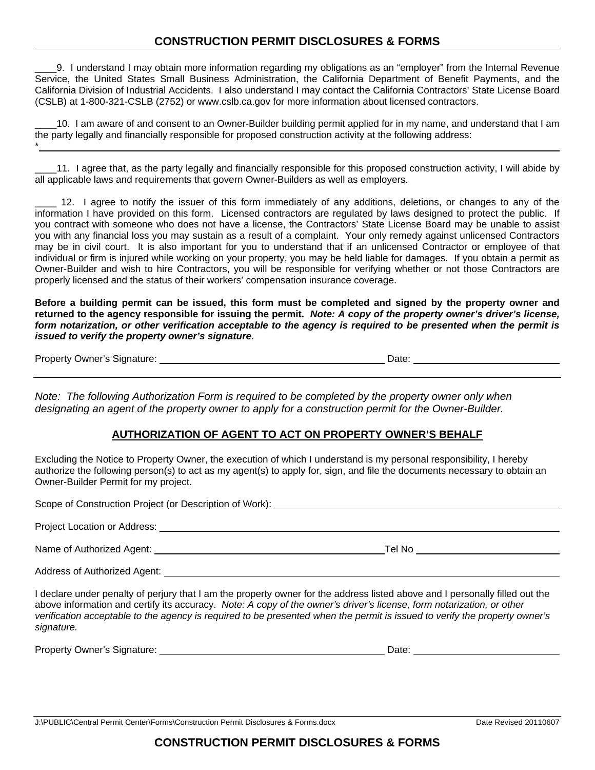____9. I understand I may obtain more information regarding my obligations as an "employer" from the Internal Revenue Service, the United States Small Business Administration, the California Department of Benefit Payments, and the California Division of Industrial Accidents. I also understand I may contact the California Contractors' State License Board (CSLB) at 1-800-321-CSLB (2752) or www.cslb.ca.gov for more information about licensed contractors.

____10. I am aware of and consent to an Owner-Builder building permit applied for in my name, and understand that I am the party legally and financially responsible for proposed construction activity at the following address:
* ______________________________________________________________________________

____11. I agree that, as the party legally and financially responsible for this proposed construction activity, I will abide by all applicable laws and requirements that govern Owner-Builders as well as employers.

____ 12. I agree to notify the issuer of this form immediately of any additions, deletions, or changes to any of the information I have provided on this form. Licensed contractors are regulated by laws designed to protect the public. If you contract with someone who does not have a license, the Contractors' State License Board may be unable to assist you with any financial loss you may sustain as a result of a complaint. Your only remedy against unlicensed Contractors may be in civil court. It is also important for you to understand that if an unlicensed Contractor or employee of that individual or firm is injured while working on your property, you may be held liable for damages. If you obtain a permit as Owner-Builder and wish to hire Contractors, you will be responsible for verifying whether or not those Contractors are properly licensed and the status of their workers' compensation insurance coverage.

**Before a building permit can be issued, this form must be completed and signed by the property owner and returned to the agency responsible for issuing the permit. *Note: A copy of the property owner's driver's license, form notarization, or other verification acceptable to the agency is required to be presented when the permit is issued to verify the property owner's signature*.**

Property Owner's Signature: ________________________________ Date: ____________________

---

*Note: The following Authorization Form is required to be completed by the property owner only when designating an agent of the property owner to apply for a construction permit for the Owner-Builder.*

## AUTHORIZATION OF AGENT TO ACT ON PROPERTY OWNER'S BEHALF

Excluding the Notice to Property Owner, the execution of which I understand is my personal responsibility, I hereby authorize the following person(s) to act as my agent(s) to apply for, sign, and file the documents necessary to obtain an Owner-Builder Permit for my project.

Scope of Construction Project (or Description of Work): ________________________________

Project Location or Address: ________________________________

Name of Authorized Agent: ________________________________ Tel No ____________________

Address of Authorized Agent: ________________________________

I declare under penalty of perjury that I am the property owner for the address listed above and I personally filled out the above information and certify its accuracy. *Note: A copy of the owner's driver's license, form notarization, or other verification acceptable to the agency is required to be presented when the permit is issued to verify the property owner's signature.*

Property Owner's Signature: ________________________________ Date: ____________________

J:\PUBLIC\Central Permit Center\Forms\Construction Permit Disclosures & Forms.docx Date Revised 20110607